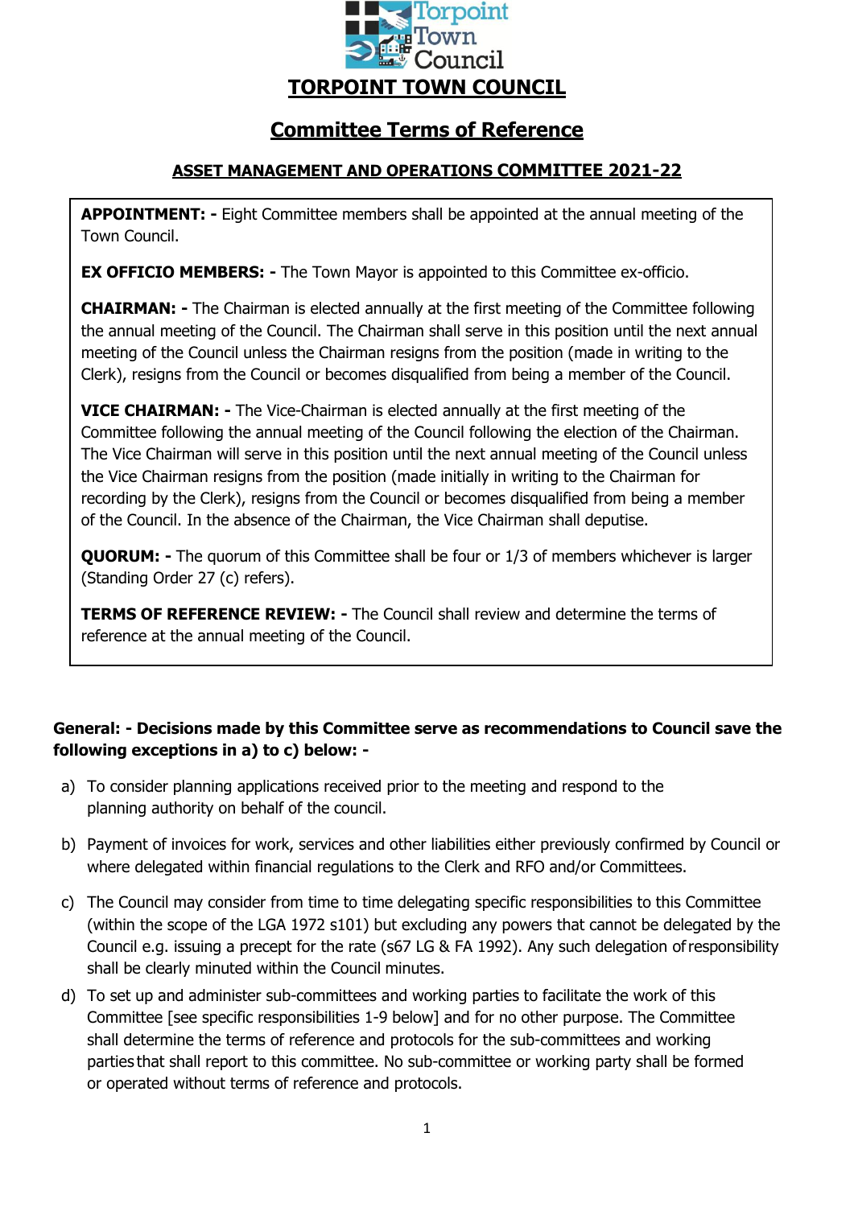# TORPOINT TOWN COUNCIL

## Committee Terms of Reference

### ASSET MANAGEMENT AND OPERATIONS COMMITTEE 2021-22

**APPOINTMENT: -** Eight Committee members shall be appointed at the annual meeting of the Town Council.

**EX OFFICIO MEMBERS: -** The Town Mayor is appointed to this Committee ex-officio.

**CHAIRMAN: -** The Chairman is elected annually at the first meeting of the Committee following the annual meeting of the Council. The Chairman shall serve in this position until the next annual meeting of the Council unless the Chairman resigns from the position (made in writing to the Clerk), resigns from the Council or becomes disqualified from being a member of the Council.

**VICE CHAIRMAN: -** The Vice-Chairman is elected annually at the first meeting of the Committee following the annual meeting of the Council following the election of the Chairman. The Vice Chairman will serve in this position until the next annual meeting of the Council unless the Vice Chairman resigns from the position (made initially in writing to the Chairman for recording by the Clerk), resigns from the Council or becomes disqualified from being a member of the Council. In the absence of the Chairman, the Vice Chairman shall deputise.

**QUORUM: -** The quorum of this Committee shall be four or 1/3 of members whichever is larger (Standing Order 27 (c) refers).

**TERMS OF REFERENCE REVIEW: -** The Council shall review and determine the terms of reference at the annual meeting of the Council.

**General: - Decisions made by this Committee serve as recommendations to Council save the following exceptions in a) to c) below: -**

a) To consider planning applications received prior to the meeting and respond to the planning authority on behalf of the council.

b) Payment of invoices for work, services and other liabilities either previously confirmed by Council or where delegated within financial regulations to the Clerk and RFO and/or Committees.

c) The Council may consider from time to time delegating specific responsibilities to this Committee (within the scope of the LGA 1972 s101) but excluding any powers that cannot be delegated by the Council e.g. issuing a precept for the rate (s67 LG & FA 1992). Any such delegation of responsibility shall be clearly minuted within the Council minutes.

d) To set up and administer sub-committees and working parties to facilitate the work of this Committee [see specific responsibilities 1-9 below] and for no other purpose. The Committee shall determine the terms of reference and protocols for the sub-committees and working parties that shall report to this committee. No sub-committee or working party shall be formed or operated without terms of reference and protocols.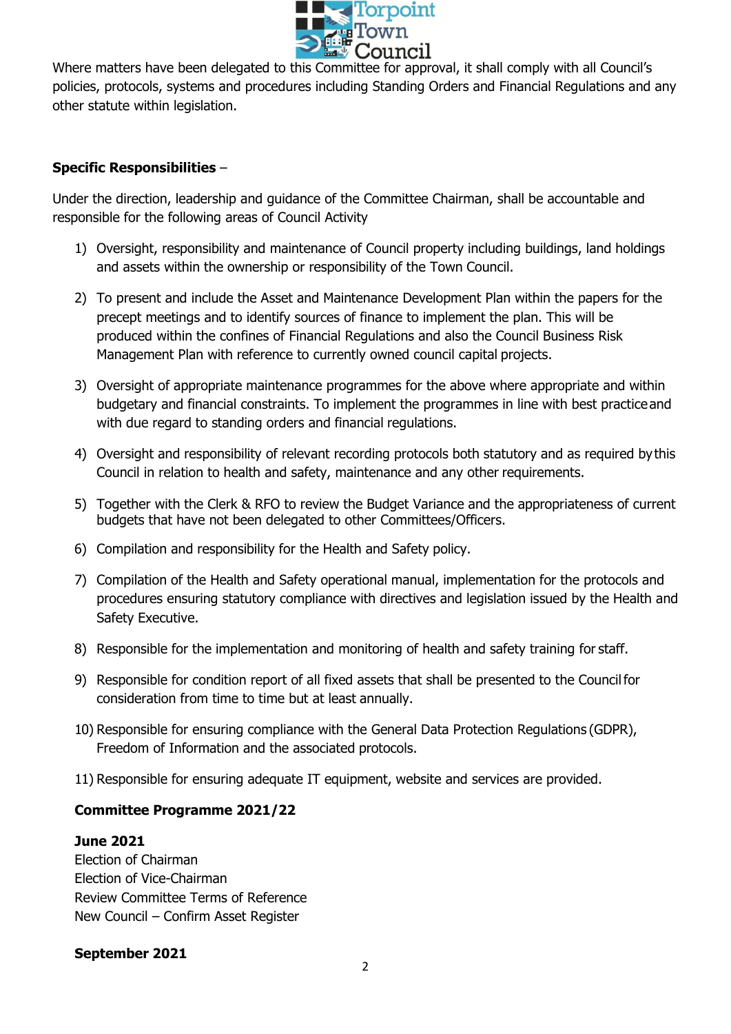Where matters have been delegated to this Committee for approval, it shall comply with all Council's policies, protocols, systems and procedures including Standing Orders and Financial Regulations and any other statute within legislation.

**Specific Responsibilities** –

Under the direction, leadership and guidance of the Committee Chairman, shall be accountable and responsible for the following areas of Council Activity

1) Oversight, responsibility and maintenance of Council property including buildings, land holdings and assets within the ownership or responsibility of the Town Council.
2) To present and include the Asset and Maintenance Development Plan within the papers for the precept meetings and to identify sources of finance to implement the plan. This will be produced within the confines of Financial Regulations and also the Council Business Risk Management Plan with reference to currently owned council capital projects.
3) Oversight of appropriate maintenance programmes for the above where appropriate and within budgetary and financial constraints. To implement the programmes in line with best practice and with due regard to standing orders and financial regulations.
4) Oversight and responsibility of relevant recording protocols both statutory and as required by this Council in relation to health and safety, maintenance and any other requirements.
5) Together with the Clerk & RFO to review the Budget Variance and the appropriateness of current budgets that have not been delegated to other Committees/Officers.
6) Compilation and responsibility for the Health and Safety policy.
7) Compilation of the Health and Safety operational manual, implementation for the protocols and procedures ensuring statutory compliance with directives and legislation issued by the Health and Safety Executive.
8) Responsible for the implementation and monitoring of health and safety training for staff.
9) Responsible for condition report of all fixed assets that shall be presented to the Council for consideration from time to time but at least annually.
10) Responsible for ensuring compliance with the General Data Protection Regulations (GDPR), Freedom of Information and the associated protocols.
11) Responsible for ensuring adequate IT equipment, website and services are provided.

**Committee Programme 2021/22**

**June 2021**
Election of Chairman
Election of Vice-Chairman
Review Committee Terms of Reference
New Council – Confirm Asset Register

**September 2021**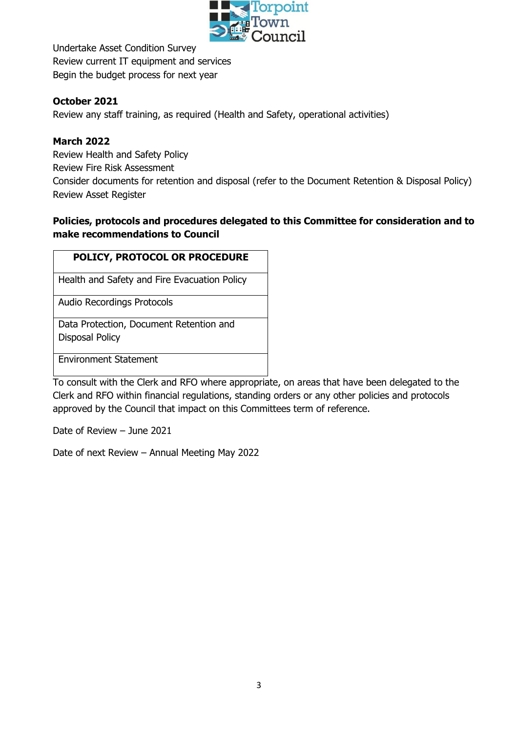Undertake Asset Condition Survey
Review current IT equipment and services
Begin the budget process for next year

**October 2021**
Review any staff training, as required (Health and Safety, operational activities)

**March 2022**
Review Health and Safety Policy
Review Fire Risk Assessment
Consider documents for retention and disposal (refer to the Document Retention & Disposal Policy)
Review Asset Register

**Policies, protocols and procedures delegated to this Committee for consideration and to make recommendations to Council**

| POLICY, PROTOCOL OR PROCEDURE |
|---|
| Health and Safety and Fire Evacuation Policy |
| Audio Recordings Protocols |
| Data Protection, Document Retention and Disposal Policy |
| Environment Statement |

To consult with the Clerk and RFO where appropriate, on areas that have been delegated to the Clerk and RFO within financial regulations, standing orders or any other policies and protocols approved by the Council that impact on this Committees term of reference.

Date of Review – June 2021

Date of next Review – Annual Meeting May 2022